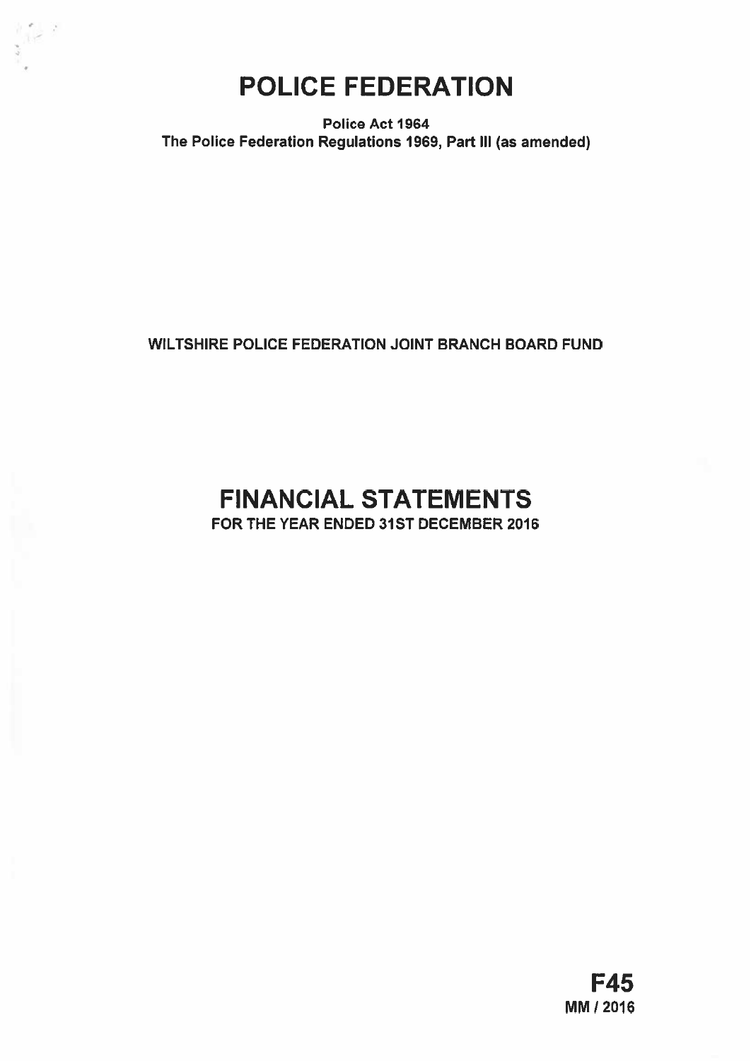# POLICE FEDERATION

**Police Act 1964**
**The Police Federation Regulations 1969, Part III (as amended)**

**WILTSHIRE POLICE FEDERATION JOINT BRANCH BOARD FUND**

# FINANCIAL STATEMENTS

**FOR THE YEAR ENDED 31ST DECEMBER 2016**

**F45**
**MM / 2016**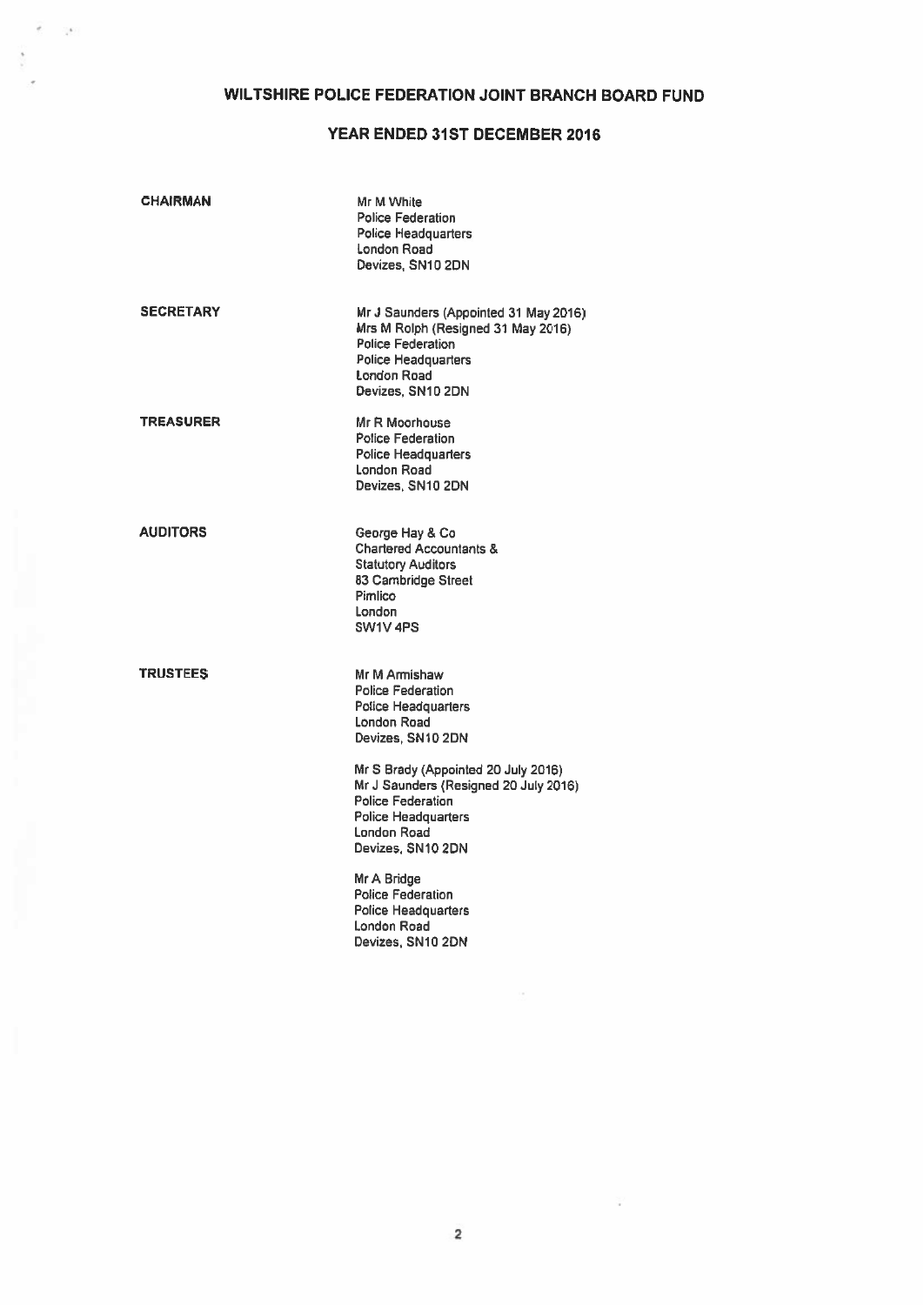# WILTSHIRE POLICE FEDERATION JOINT BRANCH BOARD FUND

## YEAR ENDED 31ST DECEMBER 2016

| | |
|---|---|
| **CHAIRMAN** | Mr M White<br>Police Federation<br>Police Headquarters<br>London Road<br>Devizes, SN10 2DN |
| **SECRETARY** | Mr J Saunders (Appointed 31 May 2016)<br>Mrs M Rolph (Resigned 31 May 2016)<br>Police Federation<br>Police Headquarters<br>London Road<br>Devizes, SN10 2DN |
| **TREASURER** | Mr R Moorhouse<br>Police Federation<br>Police Headquarters<br>London Road<br>Devizes, SN10 2DN |
| **AUDITORS** | George Hay & Co<br>Chartered Accountants &<br>Statutory Auditors<br>83 Cambridge Street<br>Pimlico<br>London<br>SW1V 4PS |
| **TRUSTEES** | Mr M Armishaw<br>Police Federation<br>Police Headquarters<br>London Road<br>Devizes, SN10 2DN<br><br>Mr S Brady (Appointed 20 July 2016)<br>Mr J Saunders (Resigned 20 July 2016)<br>Police Federation<br>Police Headquarters<br>London Road<br>Devizes, SN10 2DN<br><br>Mr A Bridge<br>Police Federation<br>Police Headquarters<br>London Road<br>Devizes, SN10 2DN |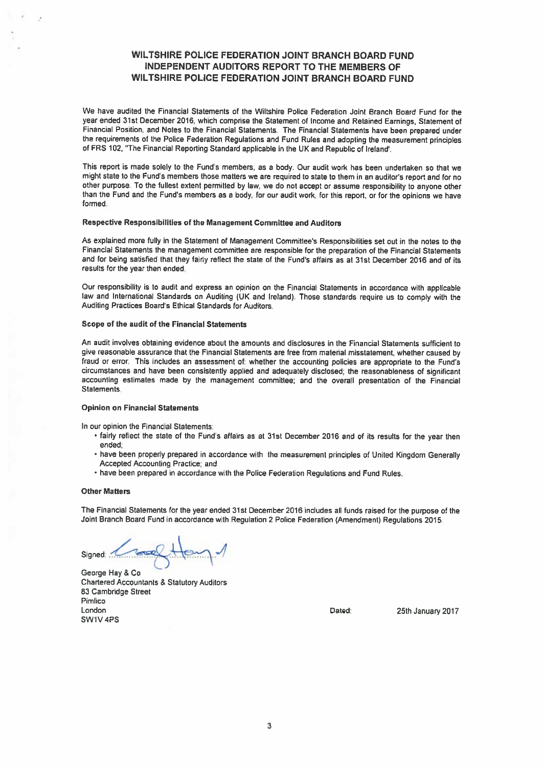# WILTSHIRE POLICE FEDERATION JOINT BRANCH BOARD FUND
## INDEPENDENT AUDITORS REPORT TO THE MEMBERS OF WILTSHIRE POLICE FEDERATION JOINT BRANCH BOARD FUND

We have audited the Financial Statements of the Wiltshire Police Federation Joint Branch Board Fund for the year ended 31st December 2016, which comprise the Statement of Income and Retained Earnings, Statement of Financial Position, and Notes to the Financial Statements. The Financial Statements have been prepared under the requirements of the Police Federation Regulations and Fund Rules and adopting the measurement principles of FRS 102, "The Financial Reporting Standard applicable in the UK and Republic of Ireland".

This report is made solely to the Fund's members, as a body. Our audit work has been undertaken so that we might state to the Fund's members those matters we are required to state to them in an auditor's report and for no other purpose. To the fullest extent permitted by law, we do not accept or assume responsibility to anyone other than the Fund and the Fund's members as a body, for our audit work, for this report, or for the opinions we have formed.

**Respective Responsibilities of the Management Committee and Auditors**

As explained more fully in the Statement of Management Committee's Responsibilities set out in the notes to the Financial Statements the management committee are responsible for the preparation of the Financial Statements and for being satisfied that they fairly reflect the state of the Fund's affairs as at 31st December 2016 and of its results for the year then ended.

Our responsibility is to audit and express an opinion on the Financial Statements in accordance with applicable law and International Standards on Auditing (UK and Ireland). Those standards require us to comply with the Auditing Practices Board's Ethical Standards for Auditors.

**Scope of the audit of the Financial Statements**

An audit involves obtaining evidence about the amounts and disclosures in the Financial Statements sufficient to give reasonable assurance that the Financial Statements are free from material misstatement, whether caused by fraud or error. This includes an assessment of: whether the accounting policies are appropriate to the Fund's circumstances and have been consistently applied and adequately disclosed; the reasonableness of significant accounting estimates made by the management committee; and the overall presentation of the Financial Statements.

**Opinion on Financial Statements**

In our opinion the Financial Statements:

- fairly reflect the state of the Fund's affairs as at 31st December 2016 and of its results for the year then ended;
- have been properly prepared in accordance with the measurement principles of United Kingdom Generally Accepted Accounting Practice; and
- have been prepared in accordance with the Police Federation Regulations and Fund Rules.

**Other Matters**

The Financial Statements for the year ended 31st December 2016 includes all funds raised for the purpose of the Joint Branch Board Fund in accordance with Regulation 2 Police Federation (Amendment) Regulations 2015.

Signed: George Hay & Co

George Hay & Co
Chartered Accountants & Statutory Auditors
83 Cambridge Street
Pimlico
London
SW1V 4PS

Dated: 25th January 2017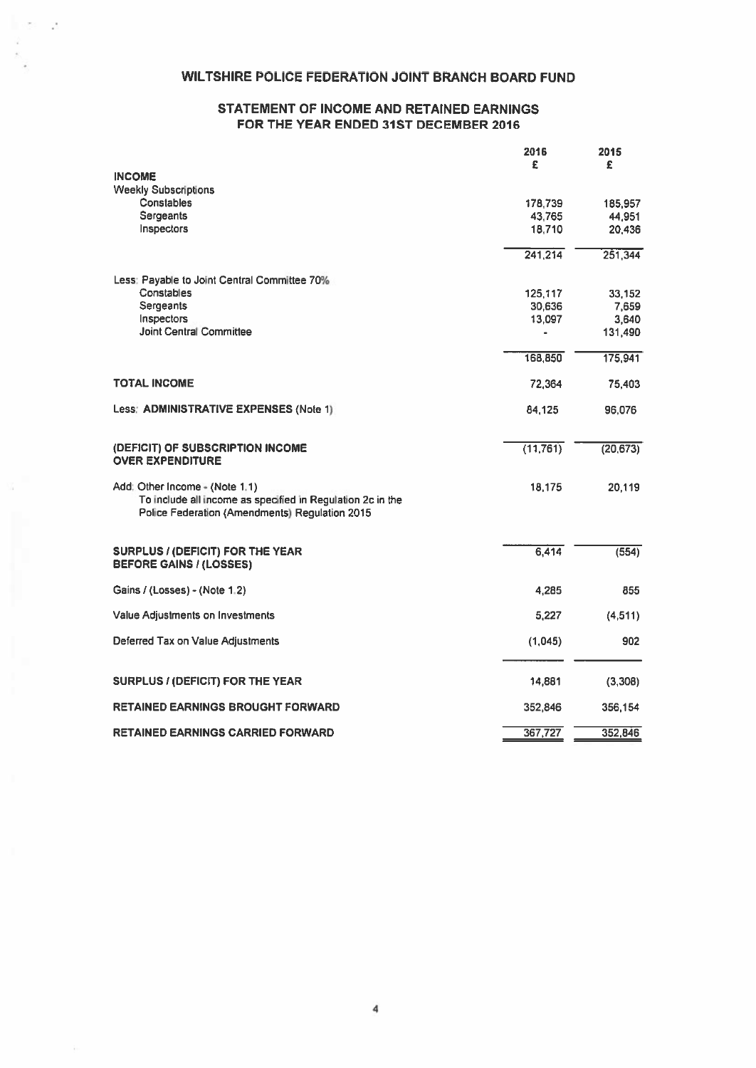# WILTSHIRE POLICE FEDERATION JOINT BRANCH BOARD FUND

## STATEMENT OF INCOME AND RETAINED EARNINGS FOR THE YEAR ENDED 31ST DECEMBER 2016

| | 2016 £ | 2015 £ |
|---|---|---|
| **INCOME** | | |
| Weekly Subscriptions | | |
| Constables | 178,739 | 185,957 |
| Sergeants | 43,765 | 44,951 |
| Inspectors | 18,710 | 20,436 |
| | 241,214 | 251,344 |
| Less: Payable to Joint Central Committee 70% | | |
| Constables | 125,117 | 33,152 |
| Sergeants | 30,636 | 7,659 |
| Inspectors | 13,097 | 3,640 |
| Joint Central Committee | - | 131,490 |
| | 168,850 | 175,941 |
| **TOTAL INCOME** | 72,364 | 75,403 |
| Less: **ADMINISTRATIVE EXPENSES** (Note 1) | 84,125 | 96,076 |
| **(DEFICIT) OF SUBSCRIPTION INCOME OVER EXPENDITURE** | (11,761) | (20,673) |
| Add: Other Income - (Note 1.1) To include all income as specified in Regulation 2c in the Police Federation (Amendments) Regulation 2015 | 18,175 | 20,119 |
| **SURPLUS / (DEFICIT) FOR THE YEAR BEFORE GAINS / (LOSSES)** | 6,414 | (554) |
| Gains / (Losses) - (Note 1.2) | 4,285 | 855 |
| Value Adjustments on Investments | 5,227 | (4,511) |
| Deferred Tax on Value Adjustments | (1,045) | 902 |
| **SURPLUS / (DEFICIT) FOR THE YEAR** | 14,881 | (3,308) |
| **RETAINED EARNINGS BROUGHT FORWARD** | 352,846 | 356,154 |
| **RETAINED EARNINGS CARRIED FORWARD** | 367,727 | 352,846 |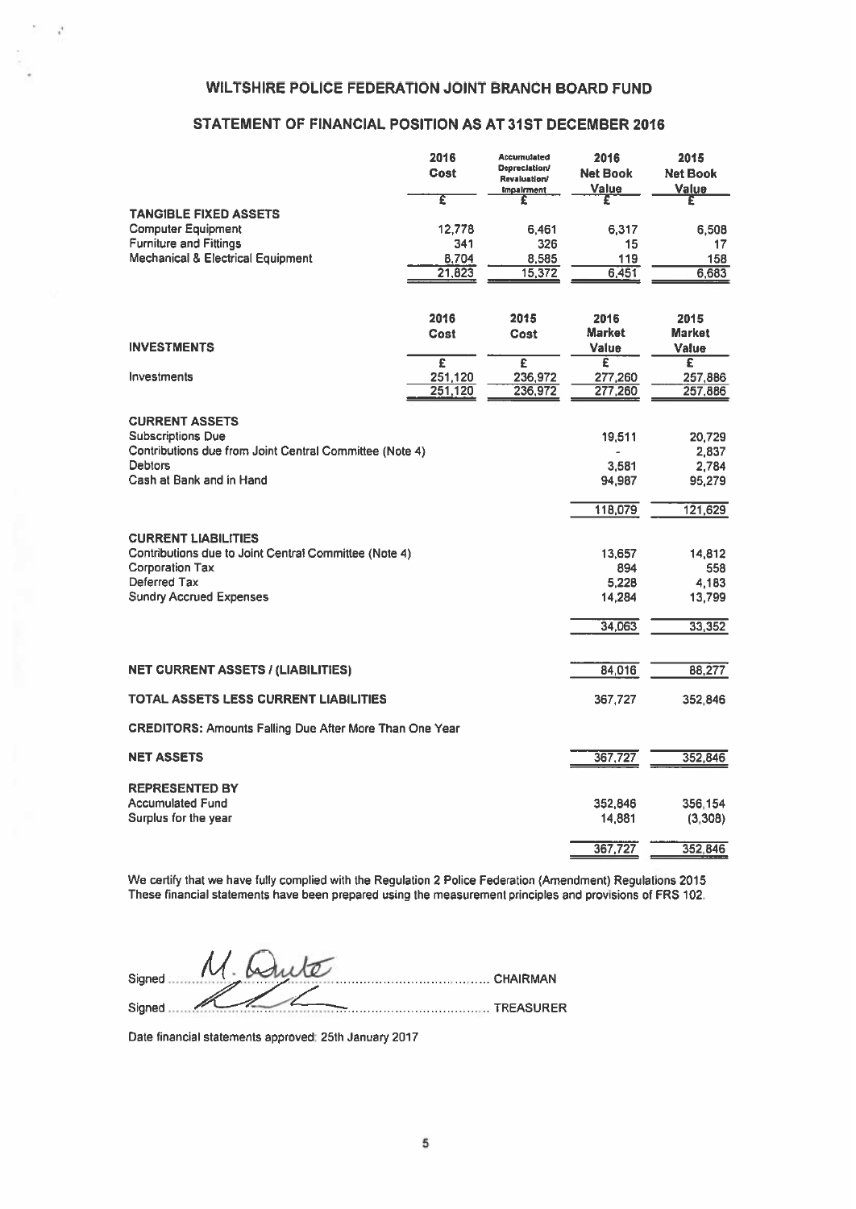# WILTSHIRE POLICE FEDERATION JOINT BRANCH BOARD FUND

## STATEMENT OF FINANCIAL POSITION AS AT 31ST DECEMBER 2016

| | 2016 Cost | Accumulated Depreciation/ Revaluation/ Impairment | 2016 Net Book Value | 2015 Net Book Value |
|---|---|---|---|---|
| | £ | £ | £ | £ |
| **TANGIBLE FIXED ASSETS** | | | | |
| Computer Equipment | 12,778 | 6,461 | 6,317 | 6,508 |
| Furniture and Fittings | 341 | 326 | 15 | 17 |
| Mechanical & Electrical Equipment | 8,704 | 8,585 | 119 | 158 |
| | 21,823 | 15,372 | 6,451 | 6,683 |

| | 2016 Cost | 2015 Cost | 2016 Market Value | 2015 Market Value |
|---|---|---|---|---|
| **INVESTMENTS** | £ | £ | £ | £ |
| Investments | 251,120 | 236,972 | 277,260 | 257,886 |
| | 251,120 | 236,972 | 277,260 | 257,886 |

| | 2016 | 2015 |
|---|---|---|
| **CURRENT ASSETS** | | |
| Subscriptions Due | 19,511 | 20,729 |
| Contributions due from Joint Central Committee (Note 4) | - | 2,837 |
| Debtors | 3,581 | 2,784 |
| Cash at Bank and in Hand | 94,987 | 95,279 |
| | 118,079 | 121,629 |
| **CURRENT LIABILITIES** | | |
| Contributions due to Joint Central Committee (Note 4) | 13,657 | 14,812 |
| Corporation Tax | 894 | 558 |
| Deferred Tax | 5,228 | 4,183 |
| Sundry Accrued Expenses | 14,284 | 13,799 |
| | 34,063 | 33,352 |
| **NET CURRENT ASSETS / (LIABILITIES)** | 84,016 | 88,277 |
| **TOTAL ASSETS LESS CURRENT LIABILITIES** | 367,727 | 352,846 |
| **CREDITORS:** Amounts Falling Due After More Than One Year | | |
| **NET ASSETS** | 367,727 | 352,846 |
| **REPRESENTED BY** | | |
| Accumulated Fund | 352,846 | 356,154 |
| Surplus for the year | 14,881 | (3,308) |
| | 367,727 | 352,846 |

We certify that we have fully complied with the Regulation 2 Police Federation (Amendment) Regulations 2015
These financial statements have been prepared using the measurement principles and provisions of FRS 102.

Signed M. Quite .................................... CHAIRMAN

Signed .................................... TREASURER

Date financial statements approved: 25th January 2017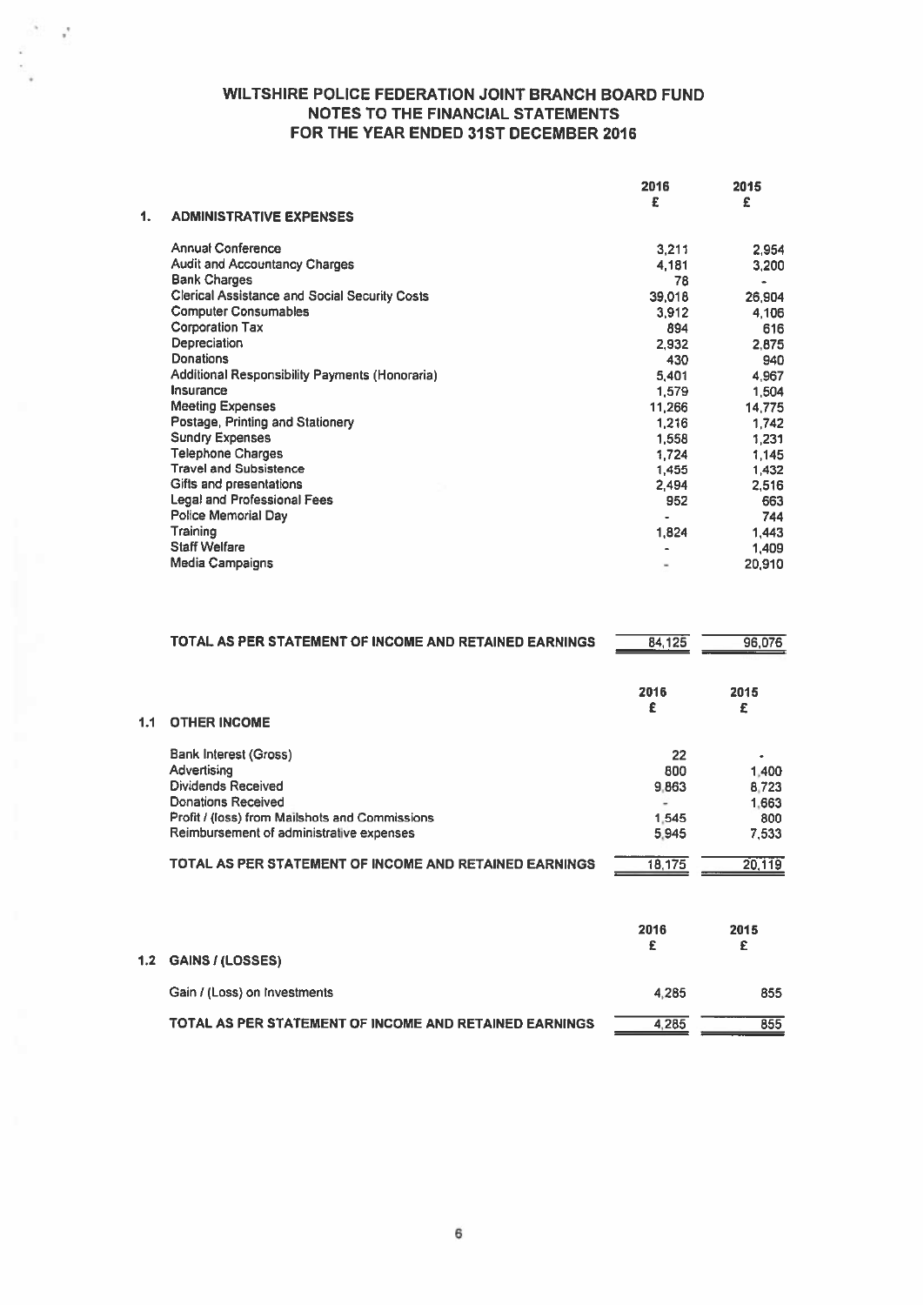# WILTSHIRE POLICE FEDERATION JOINT BRANCH BOARD FUND
## NOTES TO THE FINANCIAL STATEMENTS
## FOR THE YEAR ENDED 31ST DECEMBER 2016

| | 2016 £ | 2015 £ |
|---|---|---|
| **1. ADMINISTRATIVE EXPENSES** | | |
| Annual Conference | 3,211 | 2,954 |
| Audit and Accountancy Charges | 4,181 | 3,200 |
| Bank Charges | 78 | - |
| Clerical Assistance and Social Security Costs | 39,018 | 26,904 |
| Computer Consumables | 3,912 | 4,106 |
| Corporation Tax | 894 | 616 |
| Depreciation | 2,932 | 2,875 |
| Donations | 430 | 940 |
| Additional Responsibility Payments (Honoraria) | 5,401 | 4,967 |
| Insurance | 1,579 | 1,504 |
| Meeting Expenses | 11,266 | 14,775 |
| Postage, Printing and Stationery | 1,216 | 1,742 |
| Sundry Expenses | 1,558 | 1,231 |
| Telephone Charges | 1,724 | 1,145 |
| Travel and Subsistence | 1,455 | 1,432 |
| Gifts and presentations | 2,494 | 2,516 |
| Legal and Professional Fees | 952 | 663 |
| Police Memorial Day | - | 744 |
| Training | 1,824 | 1,443 |
| Staff Welfare | - | 1,409 |
| Media Campaigns | - | 20,910 |
| **TOTAL AS PER STATEMENT OF INCOME AND RETAINED EARNINGS** | 84,125 | 96,076 |

| | 2016 £ | 2015 £ |
|---|---|---|
| **1.1 OTHER INCOME** | | |
| Bank Interest (Gross) | 22 | - |
| Advertising | 800 | 1,400 |
| Dividends Received | 9,863 | 8,723 |
| Donations Received | - | 1,663 |
| Profit / (loss) from Mailshots and Commissions | 1,545 | 800 |
| Reimbursement of administrative expenses | 5,945 | 7,533 |
| **TOTAL AS PER STATEMENT OF INCOME AND RETAINED EARNINGS** | 18,175 | 20,119 |

| | 2016 £ | 2015 £ |
|---|---|---|
| **1.2 GAINS / (LOSSES)** | | |
| Gain / (Loss) on Investments | 4,285 | 855 |
| **TOTAL AS PER STATEMENT OF INCOME AND RETAINED EARNINGS** | 4,285 | 855 |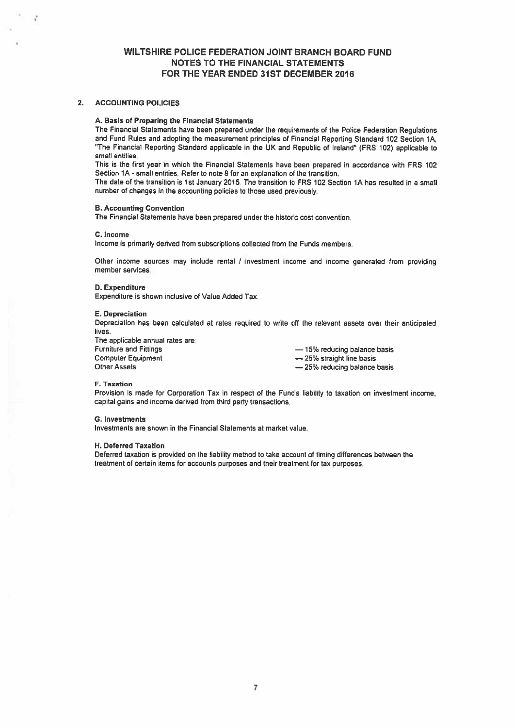# WILTSHIRE POLICE FEDERATION JOINT BRANCH BOARD FUND
## NOTES TO THE FINANCIAL STATEMENTS
## FOR THE YEAR ENDED 31ST DECEMBER 2016

### 2. ACCOUNTING POLICIES

**A. Basis of Preparing the Financial Statements**

The Financial Statements have been prepared under the requirements of the Police Federation Regulations and Fund Rules and adopting the measurement principles of Financial Reporting Standard 102 Section 1A, "The Financial Reporting Standard applicable in the UK and Republic of Ireland" (FRS 102) applicable to small entities.

This is the first year in which the Financial Statements have been prepared in accordance with FRS 102 Section 1A - small entities. Refer to note 8 for an explanation of the transition.

The date of the transition is 1st January 2015. The transition to FRS 102 Section 1A has resulted in a small number of changes in the accounting policies to those used previously.

**B. Accounting Convention**

The Financial Statements have been prepared under the historic cost convention.

**C. Income**

Income is primarily derived from subscriptions collected from the Funds members.

Other income sources may include rental / investment income and income generated from providing member services.

**D. Expenditure**

Expenditure is shown inclusive of Value Added Tax.

**E. Depreciation**

Depreciation has been calculated at rates required to write off the relevant assets over their anticipated lives.

The applicable annual rates are:

| | |
|---|---|
| Furniture and Fittings | — 15% reducing balance basis |
| Computer Equipment | — 25% straight line basis |
| Other Assets | — 25% reducing balance basis |

**F. Taxation**

Provision is made for Corporation Tax in respect of the Fund's liability to taxation on investment income, capital gains and income derived from third party transactions.

**G. Investments**

Investments are shown in the Financial Statements at market value.

**H. Deferred Taxation**

Deferred taxation is provided on the liability method to take account of timing differences between the treatment of certain items for accounts purposes and their treatment for tax purposes.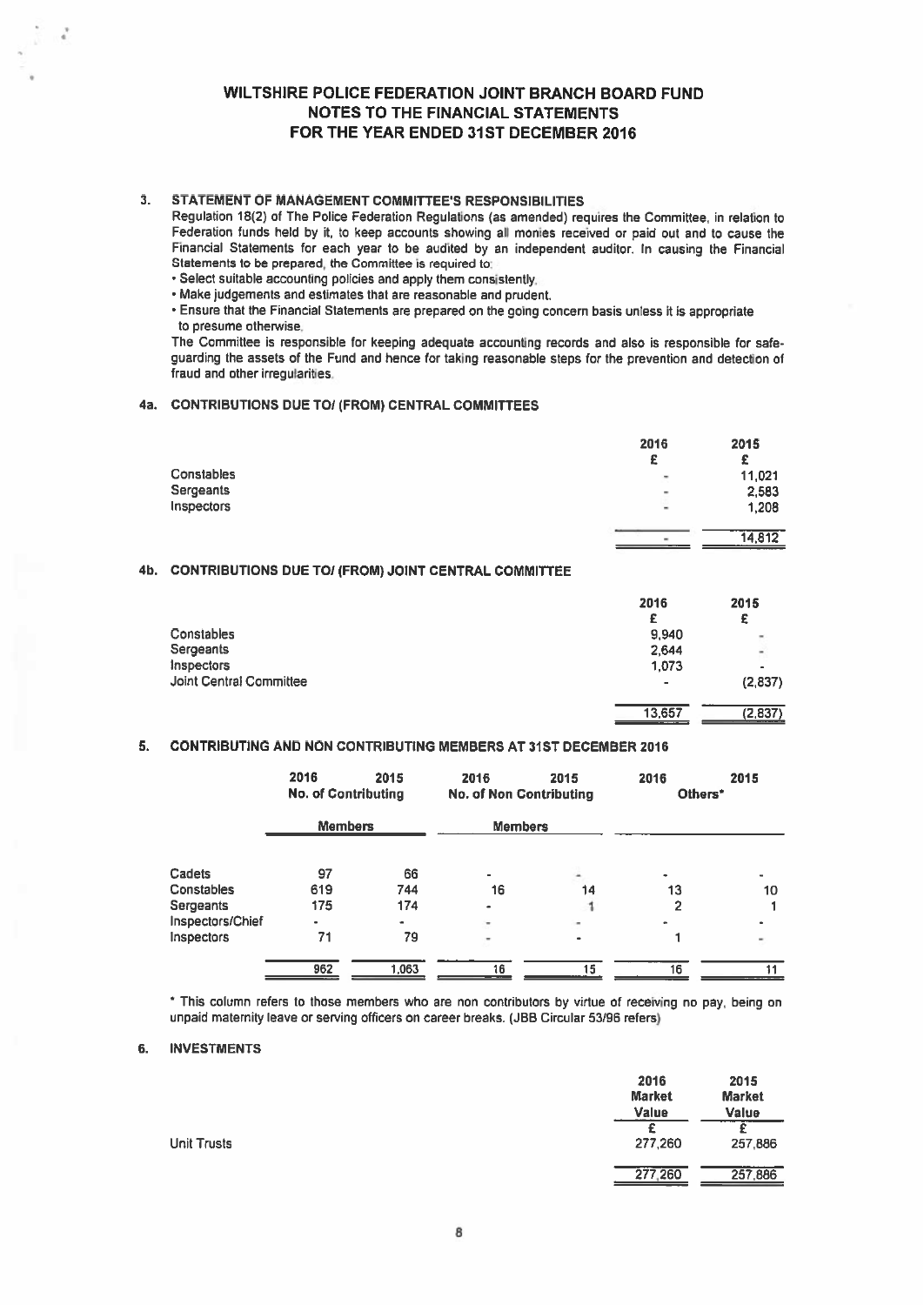# WILTSHIRE POLICE FEDERATION JOINT BRANCH BOARD FUND
## NOTES TO THE FINANCIAL STATEMENTS
## FOR THE YEAR ENDED 31ST DECEMBER 2016

### 3. STATEMENT OF MANAGEMENT COMMITTEE'S RESPONSIBILITIES

Regulation 18(2) of The Police Federation Regulations (as amended) requires the Committee, in relation to Federation funds held by it, to keep accounts showing all monies received or paid out and to cause the Financial Statements for each year to be audited by an independent auditor. In causing the Financial Statements to be prepared, the Committee is required to:

- Select suitable accounting policies and apply them consistently.
- Make judgements and estimates that are reasonable and prudent.
- Ensure that the Financial Statements are prepared on the going concern basis unless it is appropriate to presume otherwise.

The Committee is responsible for keeping adequate accounting records and also is responsible for safe-guarding the assets of the Fund and hence for taking reasonable steps for the prevention and detection of fraud and other irregularities.

### 4a. CONTRIBUTIONS DUE TO/ (FROM) CENTRAL COMMITTEES

| | 2016 | 2015 |
|---|---|---|
| | £ | £ |
| Constables | - | 11,021 |
| Sergeants | - | 2,583 |
| Inspectors | - | 1,208 |
| | - | 14,812 |

### 4b. CONTRIBUTIONS DUE TO/ (FROM) JOINT CENTRAL COMMITTEE

| | 2016 | 2015 |
|---|---|---|
| | £ | £ |
| Constables | 9,940 | - |
| Sergeants | 2,644 | - |
| Inspectors | 1,073 | - |
| Joint Central Committee | - | (2,837) |
| | 13,657 | (2,837) |

### 5. CONTRIBUTING AND NON CONTRIBUTING MEMBERS AT 31ST DECEMBER 2016

| | 2016 | 2015 | 2016 | 2015 | 2016 | 2015 |
|---|---|---|---|---|---|---|
| | No. of Contributing Members | | No. of Non Contributing Members | | Others* | |
| Cadets | 97 | 66 | - | - | - | - |
| Constables | 619 | 744 | 16 | 14 | 13 | 10 |
| Sergeants | 175 | 174 | - | 1 | 2 | 1 |
| Inspectors/Chief | - | - | - | - | - | - |
| Inspectors | 71 | 79 | - | - | 1 | - |
| | 962 | 1,063 | 16 | 15 | 16 | 11 |

\* This column refers to those members who are non contributors by virtue of receiving no pay, being on unpaid maternity leave or serving officers on career breaks. (JBB Circular 53/96 refers)

### 6. INVESTMENTS

| | 2016 Market Value | 2015 Market Value |
|---|---|---|
| | £ | £ |
| Unit Trusts | 277,260 | 257,886 |
| | 277,260 | 257,886 |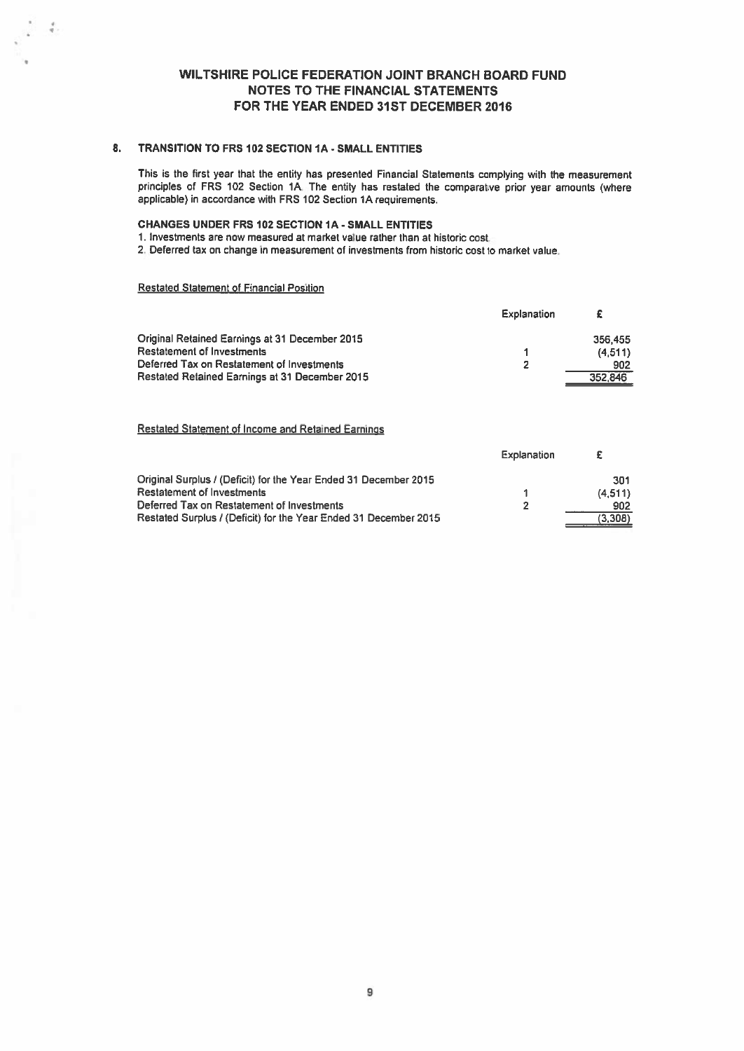# WILTSHIRE POLICE FEDERATION JOINT BRANCH BOARD FUND
## NOTES TO THE FINANCIAL STATEMENTS
## FOR THE YEAR ENDED 31ST DECEMBER 2016

### 8. TRANSITION TO FRS 102 SECTION 1A - SMALL ENTITIES

This is the first year that the entity has presented Financial Statements complying with the measurement principles of FRS 102 Section 1A. The entity has restated the comparative prior year amounts (where applicable) in accordance with FRS 102 Section 1A requirements.

**CHANGES UNDER FRS 102 SECTION 1A - SMALL ENTITIES**

1. Investments are now measured at market value rather than at historic cost.
2. Deferred tax on change in measurement of investments from historic cost to market value.

Restated Statement of Financial Position

| | Explanation | £ |
|---|---|---|
| Original Retained Earnings at 31 December 2015 | | 356,455 |
| Restatement of Investments | 1 | (4,511) |
| Deferred Tax on Restatement of Investments | 2 | 902 |
| Restated Retained Earnings at 31 December 2015 | | 352,846 |

Restated Statement of Income and Retained Earnings

| | Explanation | £ |
|---|---|---|
| Original Surplus / (Deficit) for the Year Ended 31 December 2015 | | 301 |
| Restatement of Investments | 1 | (4,511) |
| Deferred Tax on Restatement of Investments | 2 | 902 |
| Restated Surplus / (Deficit) for the Year Ended 31 December 2015 | | (3,308) |